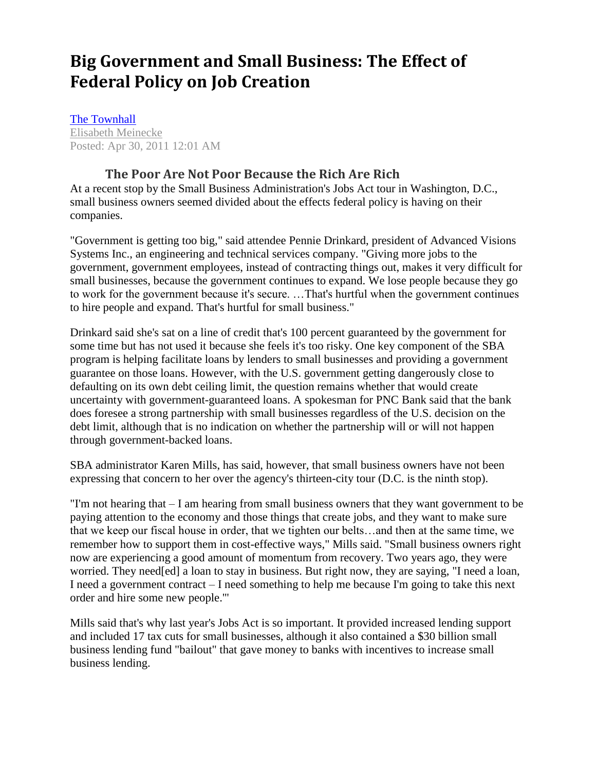# Big Government and Small Business: The Effect of Federal Policy on Job Creation

[The Townhall](#)
[Elisabeth Meinecke](#)
Posted: Apr 30, 2011 12:01 AM

### The Poor Are Not Poor Because the Rich Are Rich

At a recent stop by the Small Business Administration's Jobs Act tour in Washington, D.C., small business owners seemed divided about the effects federal policy is having on their companies.

"Government is getting too big," said attendee Pennie Drinkard, president of Advanced Visions Systems Inc., an engineering and technical services company. "Giving more jobs to the government, government employees, instead of contracting things out, makes it very difficult for small businesses, because the government continues to expand. We lose people because they go to work for the government because it's secure. …That's hurtful when the government continues to hire people and expand. That's hurtful for small business."

Drinkard said she's sat on a line of credit that's 100 percent guaranteed by the government for some time but has not used it because she feels it's too risky. One key component of the SBA program is helping facilitate loans by lenders to small businesses and providing a government guarantee on those loans. However, with the U.S. government getting dangerously close to defaulting on its own debt ceiling limit, the question remains whether that would create uncertainty with government-guaranteed loans. A spokesman for PNC Bank said that the bank does foresee a strong partnership with small businesses regardless of the U.S. decision on the debt limit, although that is no indication on whether the partnership will or will not happen through government-backed loans.

SBA administrator Karen Mills, has said, however, that small business owners have not been expressing that concern to her over the agency's thirteen-city tour (D.C. is the ninth stop).

"I'm not hearing that – I am hearing from small business owners that they want government to be paying attention to the economy and those things that create jobs, and they want to make sure that we keep our fiscal house in order, that we tighten our belts…and then at the same time, we remember how to support them in cost-effective ways," Mills said. "Small business owners right now are experiencing a good amount of momentum from recovery. Two years ago, they were worried. They need[ed] a loan to stay in business. But right now, they are saying, "I need a loan, I need a government contract – I need something to help me because I'm going to take this next order and hire some new people.'"

Mills said that's why last year's Jobs Act is so important. It provided increased lending support and included 17 tax cuts for small businesses, although it also contained a $30 billion small business lending fund "bailout" that gave money to banks with incentives to increase small business lending.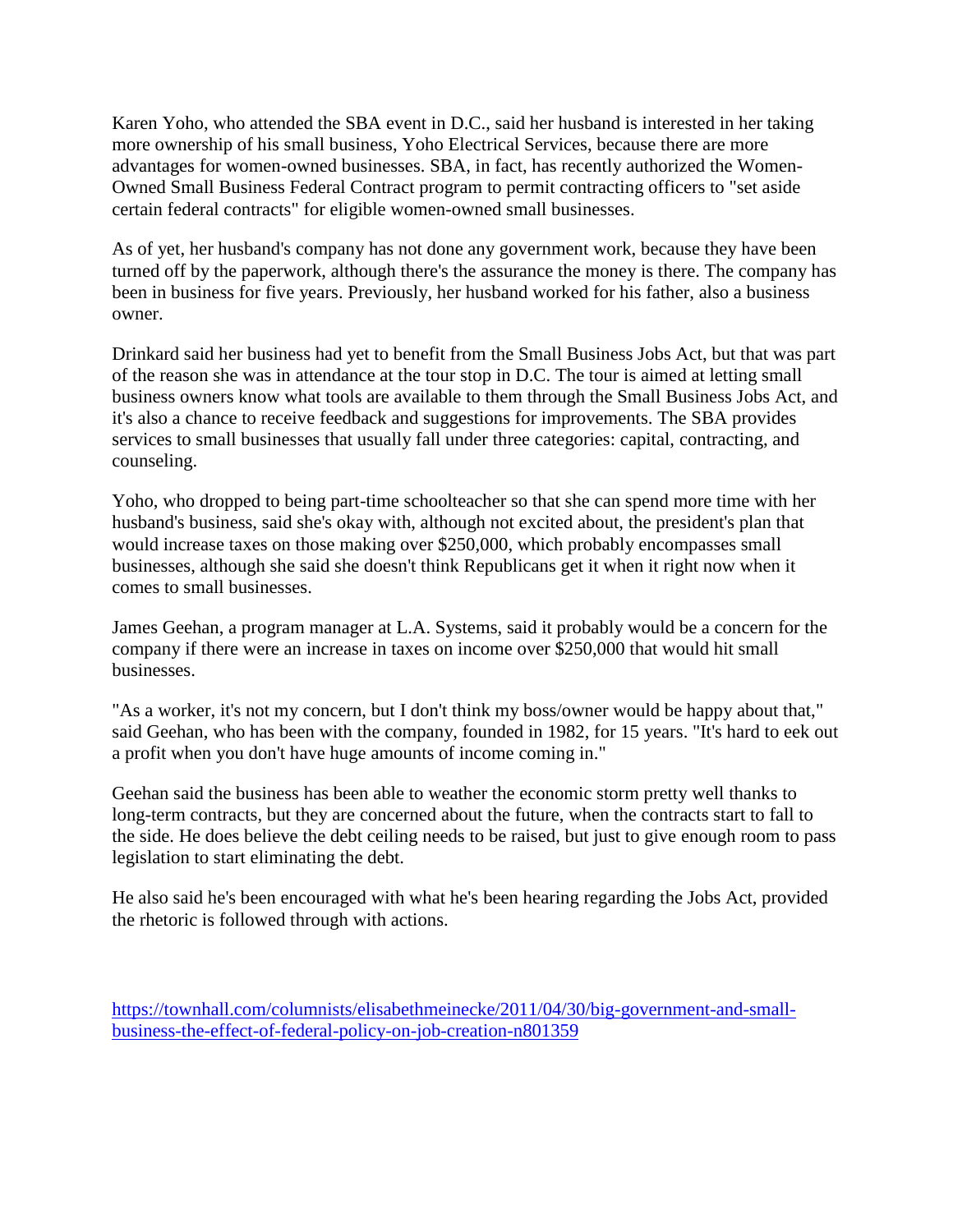Karen Yoho, who attended the SBA event in D.C., said her husband is interested in her taking more ownership of his small business, Yoho Electrical Services, because there are more advantages for women-owned businesses. SBA, in fact, has recently authorized the Women-Owned Small Business Federal Contract program to permit contracting officers to "set aside certain federal contracts" for eligible women-owned small businesses.

As of yet, her husband's company has not done any government work, because they have been turned off by the paperwork, although there's the assurance the money is there. The company has been in business for five years. Previously, her husband worked for his father, also a business owner.

Drinkard said her business had yet to benefit from the Small Business Jobs Act, but that was part of the reason she was in attendance at the tour stop in D.C. The tour is aimed at letting small business owners know what tools are available to them through the Small Business Jobs Act, and it's also a chance to receive feedback and suggestions for improvements. The SBA provides services to small businesses that usually fall under three categories: capital, contracting, and counseling.

Yoho, who dropped to being part-time schoolteacher so that she can spend more time with her husband's business, said she's okay with, although not excited about, the president's plan that would increase taxes on those making over $250,000, which probably encompasses small businesses, although she said she doesn't think Republicans get it when it right now when it comes to small businesses.

James Geehan, a program manager at L.A. Systems, said it probably would be a concern for the company if there were an increase in taxes on income over $250,000 that would hit small businesses.

"As a worker, it's not my concern, but I don't think my boss/owner would be happy about that," said Geehan, who has been with the company, founded in 1982, for 15 years. "It's hard to eek out a profit when you don't have huge amounts of income coming in."

Geehan said the business has been able to weather the economic storm pretty well thanks to long-term contracts, but they are concerned about the future, when the contracts start to fall to the side. He does believe the debt ceiling needs to be raised, but just to give enough room to pass legislation to start eliminating the debt.

He also said he's been encouraged with what he's been hearing regarding the Jobs Act, provided the rhetoric is followed through with actions.

https://townhall.com/columnists/elisabethmeinecke/2011/04/30/big-government-and-small-business-the-effect-of-federal-policy-on-job-creation-n801359